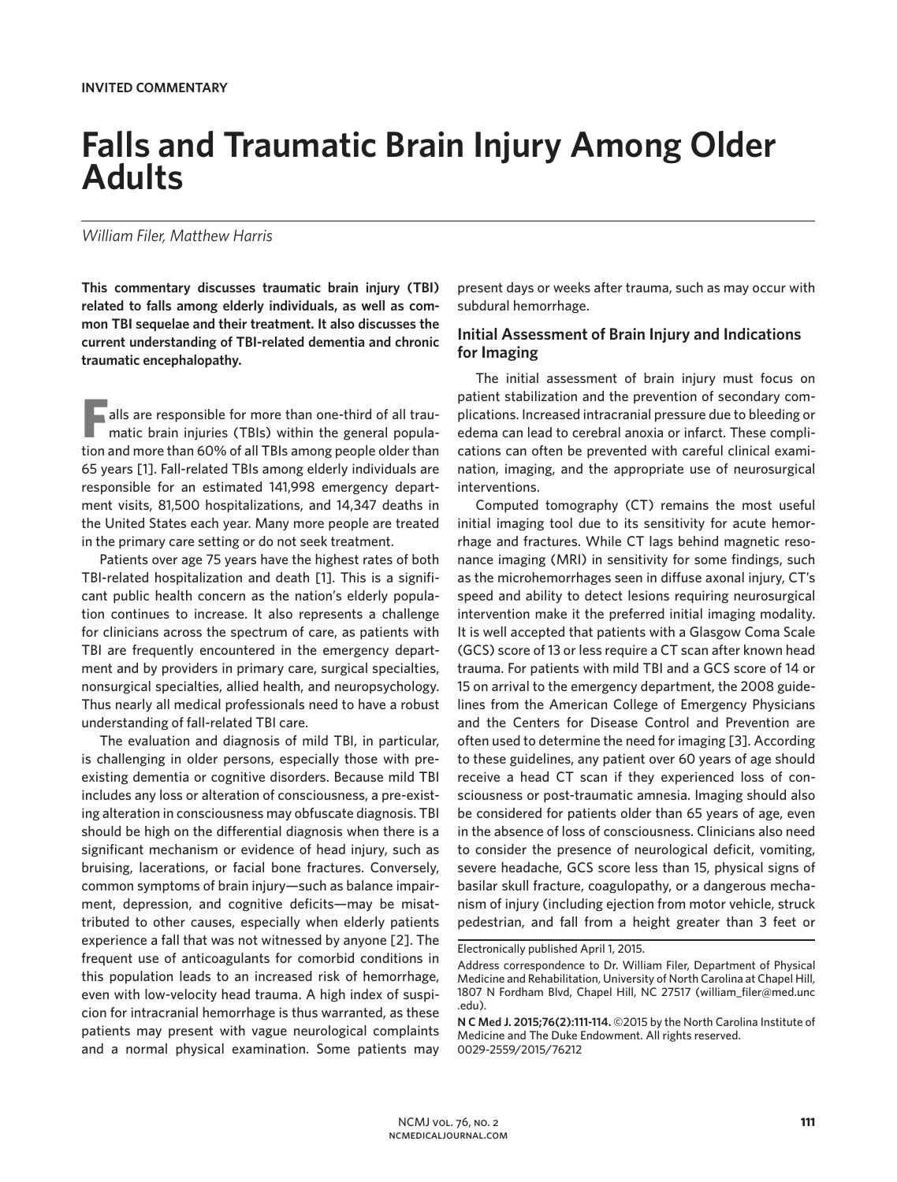**INVITED COMMENTARY**

# Falls and Traumatic Brain Injury Among Older Adults

*William Filer, Matthew Harris*

**This commentary discusses traumatic brain injury (TBI) related to falls among elderly individuals, as well as common TBI sequelae and their treatment. It also discusses the current understanding of TBI-related dementia and chronic traumatic encephalopathy.**

Falls are responsible for more than one-third of all traumatic brain injuries (TBIs) within the general population and more than 60% of all TBIs among people older than 65 years [1]. Fall-related TBIs among elderly individuals are responsible for an estimated 141,998 emergency department visits, 81,500 hospitalizations, and 14,347 deaths in the United States each year. Many more people are treated in the primary care setting or do not seek treatment.

Patients over age 75 years have the highest rates of both TBI-related hospitalization and death [1]. This is a significant public health concern as the nation's elderly population continues to increase. It also represents a challenge for clinicians across the spectrum of care, as patients with TBI are frequently encountered in the emergency department and by providers in primary care, surgical specialties, nonsurgical specialties, allied health, and neuropsychology. Thus nearly all medical professionals need to have a robust understanding of fall-related TBI care.

The evaluation and diagnosis of mild TBI, in particular, is challenging in older persons, especially those with preexisting dementia or cognitive disorders. Because mild TBI includes any loss or alteration of consciousness, a pre-existing alteration in consciousness may obfuscate diagnosis. TBI should be high on the differential diagnosis when there is a significant mechanism or evidence of head injury, such as bruising, lacerations, or facial bone fractures. Conversely, common symptoms of brain injury—such as balance impairment, depression, and cognitive deficits—may be misattributed to other causes, especially when elderly patients experience a fall that was not witnessed by anyone [2]. The frequent use of anticoagulants for comorbid conditions in this population leads to an increased risk of hemorrhage, even with low-velocity head trauma. A high index of suspicion for intracranial hemorrhage is thus warranted, as these patients may present with vague neurological complaints and a normal physical examination. Some patients may present days or weeks after trauma, such as may occur with subdural hemorrhage.

## Initial Assessment of Brain Injury and Indications for Imaging

The initial assessment of brain injury must focus on patient stabilization and the prevention of secondary complications. Increased intracranial pressure due to bleeding or edema can lead to cerebral anoxia or infarct. These complications can often be prevented with careful clinical examination, imaging, and the appropriate use of neurosurgical interventions.

Computed tomography (CT) remains the most useful initial imaging tool due to its sensitivity for acute hemorrhage and fractures. While CT lags behind magnetic resonance imaging (MRI) in sensitivity for some findings, such as the microhemorrhages seen in diffuse axonal injury, CT's speed and ability to detect lesions requiring neurosurgical intervention make it the preferred initial imaging modality. It is well accepted that patients with a Glasgow Coma Scale (GCS) score of 13 or less require a CT scan after known head trauma. For patients with mild TBI and a GCS score of 14 or 15 on arrival to the emergency department, the 2008 guidelines from the American College of Emergency Physicians and the Centers for Disease Control and Prevention are often used to determine the need for imaging [3]. According to these guidelines, any patient over 60 years of age should receive a head CT scan if they experienced loss of consciousness or post-traumatic amnesia. Imaging should also be considered for patients older than 65 years of age, even in the absence of loss of consciousness. Clinicians also need to consider the presence of neurological deficit, vomiting, severe headache, GCS score less than 15, physical signs of basilar skull fracture, coagulopathy, or a dangerous mechanism of injury (including ejection from motor vehicle, struck pedestrian, and fall from a height greater than 3 feet or

---

Electronically published April 1, 2015.

Address correspondence to Dr. William Filer, Department of Physical Medicine and Rehabilitation, University of North Carolina at Chapel Hill, 1807 N Fordham Blvd, Chapel Hill, NC 27517 (william_filer@med.unc.edu).

**N C Med J. 2015;76(2):111-114.** ©2015 by the North Carolina Institute of Medicine and The Duke Endowment. All rights reserved. 0029-2559/2015/76212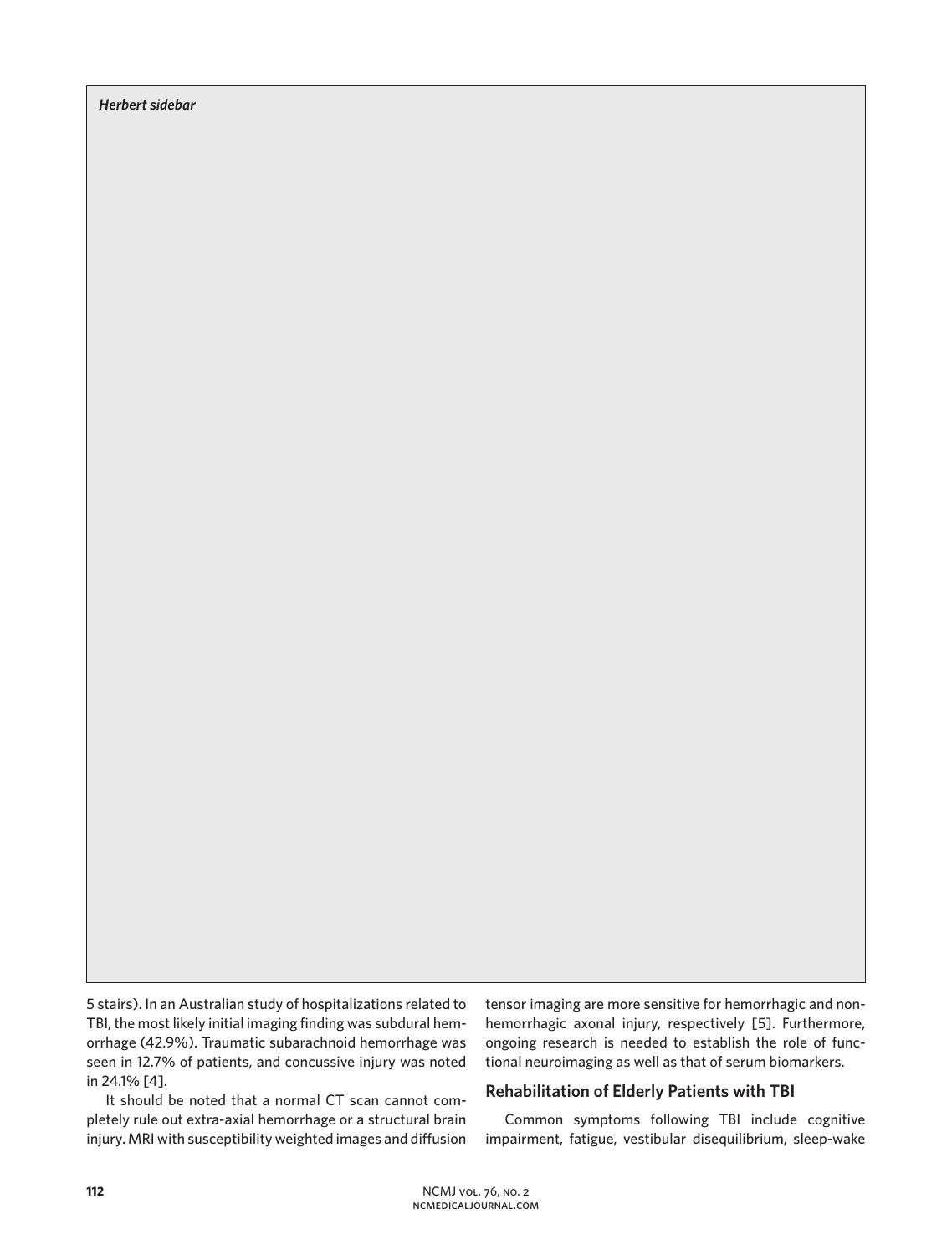*Herbert sidebar*

5 stairs). In an Australian study of hospitalizations related to TBI, the most likely initial imaging finding was subdural hemorrhage (42.9%). Traumatic subarachnoid hemorrhage was seen in 12.7% of patients, and concussive injury was noted in 24.1% [4].

It should be noted that a normal CT scan cannot completely rule out extra-axial hemorrhage or a structural brain injury. MRI with susceptibility weighted images and diffusion tensor imaging are more sensitive for hemorrhagic and nonhemorrhagic axonal injury, respectively [5]. Furthermore, ongoing research is needed to establish the role of functional neuroimaging as well as that of serum biomarkers.

## Rehabilitation of Elderly Patients with TBI

Common symptoms following TBI include cognitive impairment, fatigue, vestibular disequilibrium, sleep-wake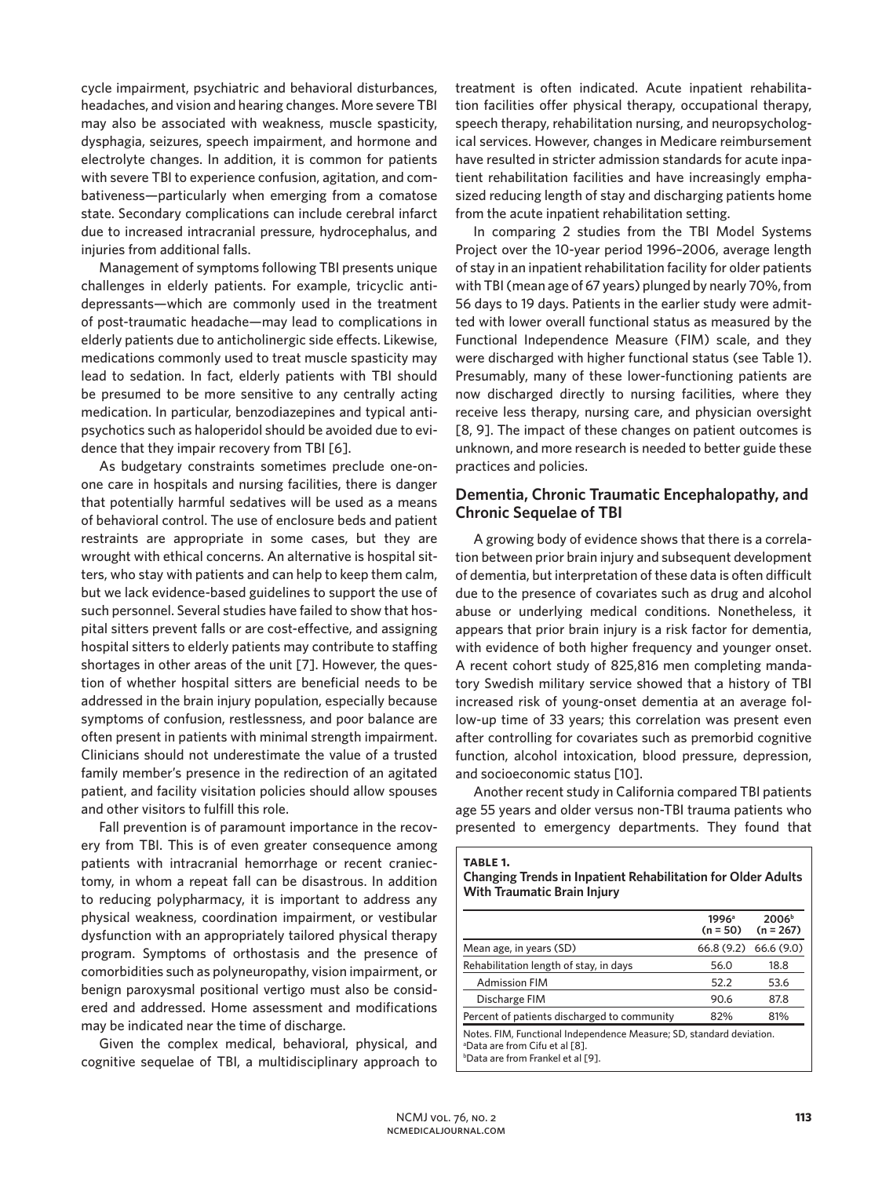cycle impairment, psychiatric and behavioral disturbances, headaches, and vision and hearing changes. More severe TBI may also be associated with weakness, muscle spasticity, dysphagia, seizures, speech impairment, and hormone and electrolyte changes. In addition, it is common for patients with severe TBI to experience confusion, agitation, and combativeness—particularly when emerging from a comatose state. Secondary complications can include cerebral infarct due to increased intracranial pressure, hydrocephalus, and injuries from additional falls.

Management of symptoms following TBI presents unique challenges in elderly patients. For example, tricyclic antidepressants—which are commonly used in the treatment of post-traumatic headache—may lead to complications in elderly patients due to anticholinergic side effects. Likewise, medications commonly used to treat muscle spasticity may lead to sedation. In fact, elderly patients with TBI should be presumed to be more sensitive to any centrally acting medication. In particular, benzodiazepines and typical antipsychotics such as haloperidol should be avoided due to evidence that they impair recovery from TBI [6].

As budgetary constraints sometimes preclude one-on-one care in hospitals and nursing facilities, there is danger that potentially harmful sedatives will be used as a means of behavioral control. The use of enclosure beds and patient restraints are appropriate in some cases, but they are wrought with ethical concerns. An alternative is hospital sitters, who stay with patients and can help to keep them calm, but we lack evidence-based guidelines to support the use of such personnel. Several studies have failed to show that hospital sitters prevent falls or are cost-effective, and assigning hospital sitters to elderly patients may contribute to staffing shortages in other areas of the unit [7]. However, the question of whether hospital sitters are beneficial needs to be addressed in the brain injury population, especially because symptoms of confusion, restlessness, and poor balance are often present in patients with minimal strength impairment. Clinicians should not underestimate the value of a trusted family member's presence in the redirection of an agitated patient, and facility visitation policies should allow spouses and other visitors to fulfill this role.

Fall prevention is of paramount importance in the recovery from TBI. This is of even greater consequence among patients with intracranial hemorrhage or recent craniectomy, in whom a repeat fall can be disastrous. In addition to reducing polypharmacy, it is important to address any physical weakness, coordination impairment, or vestibular dysfunction with an appropriately tailored physical therapy program. Symptoms of orthostasis and the presence of comorbidities such as polyneuropathy, vision impairment, or benign paroxysmal positional vertigo must also be considered and addressed. Home assessment and modifications may be indicated near the time of discharge.

Given the complex medical, behavioral, physical, and cognitive sequelae of TBI, a multidisciplinary approach to treatment is often indicated. Acute inpatient rehabilitation facilities offer physical therapy, occupational therapy, speech therapy, rehabilitation nursing, and neuropsychological services. However, changes in Medicare reimbursement have resulted in stricter admission standards for acute inpatient rehabilitation facilities and have increasingly emphasized reducing length of stay and discharging patients home from the acute inpatient rehabilitation setting.

In comparing 2 studies from the TBI Model Systems Project over the 10-year period 1996–2006, average length of stay in an inpatient rehabilitation facility for older patients with TBI (mean age of 67 years) plunged by nearly 70%, from 56 days to 19 days. Patients in the earlier study were admitted with lower overall functional status as measured by the Functional Independence Measure (FIM) scale, and they were discharged with higher functional status (see Table 1). Presumably, many of these lower-functioning patients are now discharged directly to nursing facilities, where they receive less therapy, nursing care, and physician oversight [8, 9]. The impact of these changes on patient outcomes is unknown, and more research is needed to better guide these practices and policies.

## Dementia, Chronic Traumatic Encephalopathy, and Chronic Sequelae of TBI

A growing body of evidence shows that there is a correlation between prior brain injury and subsequent development of dementia, but interpretation of these data is often difficult due to the presence of covariates such as drug and alcohol abuse or underlying medical conditions. Nonetheless, it appears that prior brain injury is a risk factor for dementia, with evidence of both higher frequency and younger onset. A recent cohort study of 825,816 men completing mandatory Swedish military service showed that a history of TBI increased risk of young-onset dementia at an average follow-up time of 33 years; this correlation was present even after controlling for covariates such as premorbid cognitive function, alcohol intoxication, blood pressure, depression, and socioeconomic status [10].

Another recent study in California compared TBI patients age 55 years and older versus non-TBI trauma patients who presented to emergency departments. They found that

**TABLE 1.**
**Changing Trends in Inpatient Rehabilitation for Older Adults With Traumatic Brain Injury**

| | 1996[a] (n = 50) | 2006[b] (n = 267) |
|---|---|---|
| Mean age, in years (SD) | 66.8 (9.2) | 66.6 (9.0) |
| Rehabilitation length of stay, in days | 56.0 | 18.8 |
| Admission FIM | 52.2 | 53.6 |
| Discharge FIM | 90.6 | 87.8 |
| Percent of patients discharged to community | 82% | 81% |

Notes. FIM, Functional Independence Measure; SD, standard deviation.
[a]Data are from Cifu et al [8].
[b]Data are from Frankel et al [9].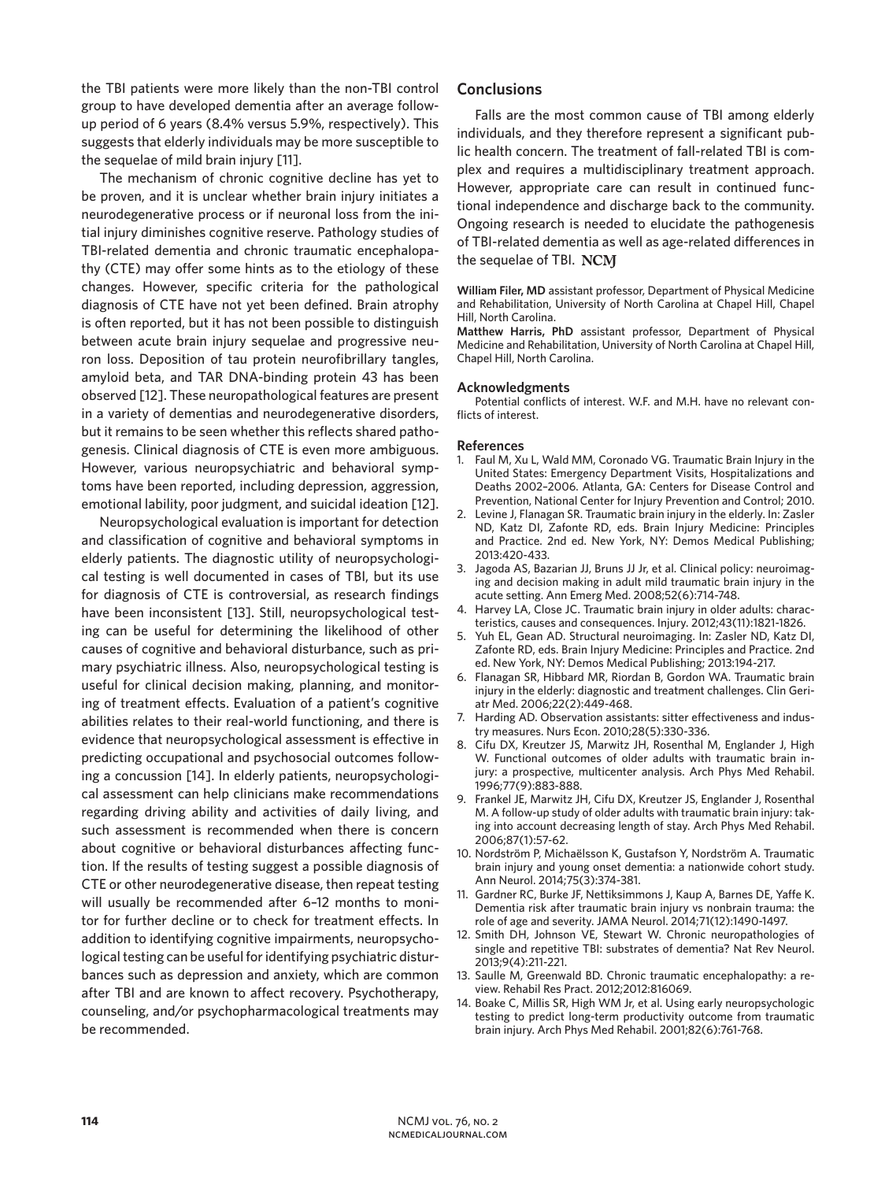the TBI patients were more likely than the non-TBI control group to have developed dementia after an average follow-up period of 6 years (8.4% versus 5.9%, respectively). This suggests that elderly individuals may be more susceptible to the sequelae of mild brain injury [11].

The mechanism of chronic cognitive decline has yet to be proven, and it is unclear whether brain injury initiates a neurodegenerative process or if neuronal loss from the initial injury diminishes cognitive reserve. Pathology studies of TBI-related dementia and chronic traumatic encephalopathy (CTE) may offer some hints as to the etiology of these changes. However, specific criteria for the pathological diagnosis of CTE have not yet been defined. Brain atrophy is often reported, but it has not been possible to distinguish between acute brain injury sequelae and progressive neuron loss. Deposition of tau protein neurofibrillary tangles, amyloid beta, and TAR DNA-binding protein 43 has been observed [12]. These neuropathological features are present in a variety of dementias and neurodegenerative disorders, but it remains to be seen whether this reflects shared pathogenesis. Clinical diagnosis of CTE is even more ambiguous. However, various neuropsychiatric and behavioral symptoms have been reported, including depression, aggression, emotional lability, poor judgment, and suicidal ideation [12].

Neuropsychological evaluation is important for detection and classification of cognitive and behavioral symptoms in elderly patients. The diagnostic utility of neuropsychological testing is well documented in cases of TBI, but its use for diagnosis of CTE is controversial, as research findings have been inconsistent [13]. Still, neuropsychological testing can be useful for determining the likelihood of other causes of cognitive and behavioral disturbance, such as primary psychiatric illness. Also, neuropsychological testing is useful for clinical decision making, planning, and monitoring of treatment effects. Evaluation of a patient's cognitive abilities relates to their real-world functioning, and there is evidence that neuropsychological assessment is effective in predicting occupational and psychosocial outcomes following a concussion [14]. In elderly patients, neuropsychological assessment can help clinicians make recommendations regarding driving ability and activities of daily living, and such assessment is recommended when there is concern about cognitive or behavioral disturbances affecting function. If the results of testing suggest a possible diagnosis of CTE or other neurodegenerative disease, then repeat testing will usually be recommended after 6–12 months to monitor for further decline or to check for treatment effects. In addition to identifying cognitive impairments, neuropsychological testing can be useful for identifying psychiatric disturbances such as depression and anxiety, which are common after TBI and are known to affect recovery. Psychotherapy, counseling, and/or psychopharmacological treatments may be recommended.

## Conclusions

Falls are the most common cause of TBI among elderly individuals, and they therefore represent a significant public health concern. The treatment of fall-related TBI is complex and requires a multidisciplinary treatment approach. However, appropriate care can result in continued functional independence and discharge back to the community. Ongoing research is needed to elucidate the pathogenesis of TBI-related dementia as well as age-related differences in the sequelae of TBI. NCMJ

**William Filer, MD** assistant professor, Department of Physical Medicine and Rehabilitation, University of North Carolina at Chapel Hill, Chapel Hill, North Carolina.

**Matthew Harris, PhD** assistant professor, Department of Physical Medicine and Rehabilitation, University of North Carolina at Chapel Hill, Chapel Hill, North Carolina.

### Acknowledgments

Potential conflicts of interest. W.F. and M.H. have no relevant conflicts of interest.

### References

1. Faul M, Xu L, Wald MM, Coronado VG. Traumatic Brain Injury in the United States: Emergency Department Visits, Hospitalizations and Deaths 2002–2006. Atlanta, GA: Centers for Disease Control and Prevention, National Center for Injury Prevention and Control; 2010.
2. Levine J, Flanagan SR. Traumatic brain injury in the elderly. In: Zasler ND, Katz DI, Zafonte RD, eds. Brain Injury Medicine: Principles and Practice. 2nd ed. New York, NY: Demos Medical Publishing; 2013:420-433.
3. Jagoda AS, Bazarian JJ, Bruns JJ Jr, et al. Clinical policy: neuroimaging and decision making in adult mild traumatic brain injury in the acute setting. Ann Emerg Med. 2008;52(6):714-748.
4. Harvey LA, Close JC. Traumatic brain injury in older adults: characteristics, causes and consequences. Injury. 2012;43(11):1821-1826.
5. Yuh EL, Gean AD. Structural neuroimaging. In: Zasler ND, Katz DI, Zafonte RD, eds. Brain Injury Medicine: Principles and Practice. 2nd ed. New York, NY: Demos Medical Publishing; 2013:194-217.
6. Flanagan SR, Hibbard MR, Riordan B, Gordon WA. Traumatic brain injury in the elderly: diagnostic and treatment challenges. Clin Geriatr Med. 2006;22(2):449-468.
7. Harding AD. Observation assistants: sitter effectiveness and industry measures. Nurs Econ. 2010;28(5):330-336.
8. Cifu DX, Kreutzer JS, Marwitz JH, Rosenthal M, Englander J, High W. Functional outcomes of older adults with traumatic brain injury: a prospective, multicenter analysis. Arch Phys Med Rehabil. 1996;77(9):883-888.
9. Frankel JE, Marwitz JH, Cifu DX, Kreutzer JS, Englander J, Rosenthal M. A follow-up study of older adults with traumatic brain injury: taking into account decreasing length of stay. Arch Phys Med Rehabil. 2006;87(1):57-62.
10. Nordström P, Michaëlsson K, Gustafson Y, Nordström A. Traumatic brain injury and young onset dementia: a nationwide cohort study. Ann Neurol. 2014;75(3):374-381.
11. Gardner RC, Burke JF, Nettiksimmons J, Kaup A, Barnes DE, Yaffe K. Dementia risk after traumatic brain injury vs nonbrain trauma: the role of age and severity. JAMA Neurol. 2014;71(12):1490-1497.
12. Smith DH, Johnson VE, Stewart W. Chronic neuropathologies of single and repetitive TBI: substrates of dementia? Nat Rev Neurol. 2013;9(4):211-221.
13. Saulle M, Greenwald BD. Chronic traumatic encephalopathy: a review. Rehabil Res Pract. 2012;2012:816069.
14. Boake C, Millis SR, High WM Jr, et al. Using early neuropsychologic testing to predict long-term productivity outcome from traumatic brain injury. Arch Phys Med Rehabil. 2001;82(6):761-768.